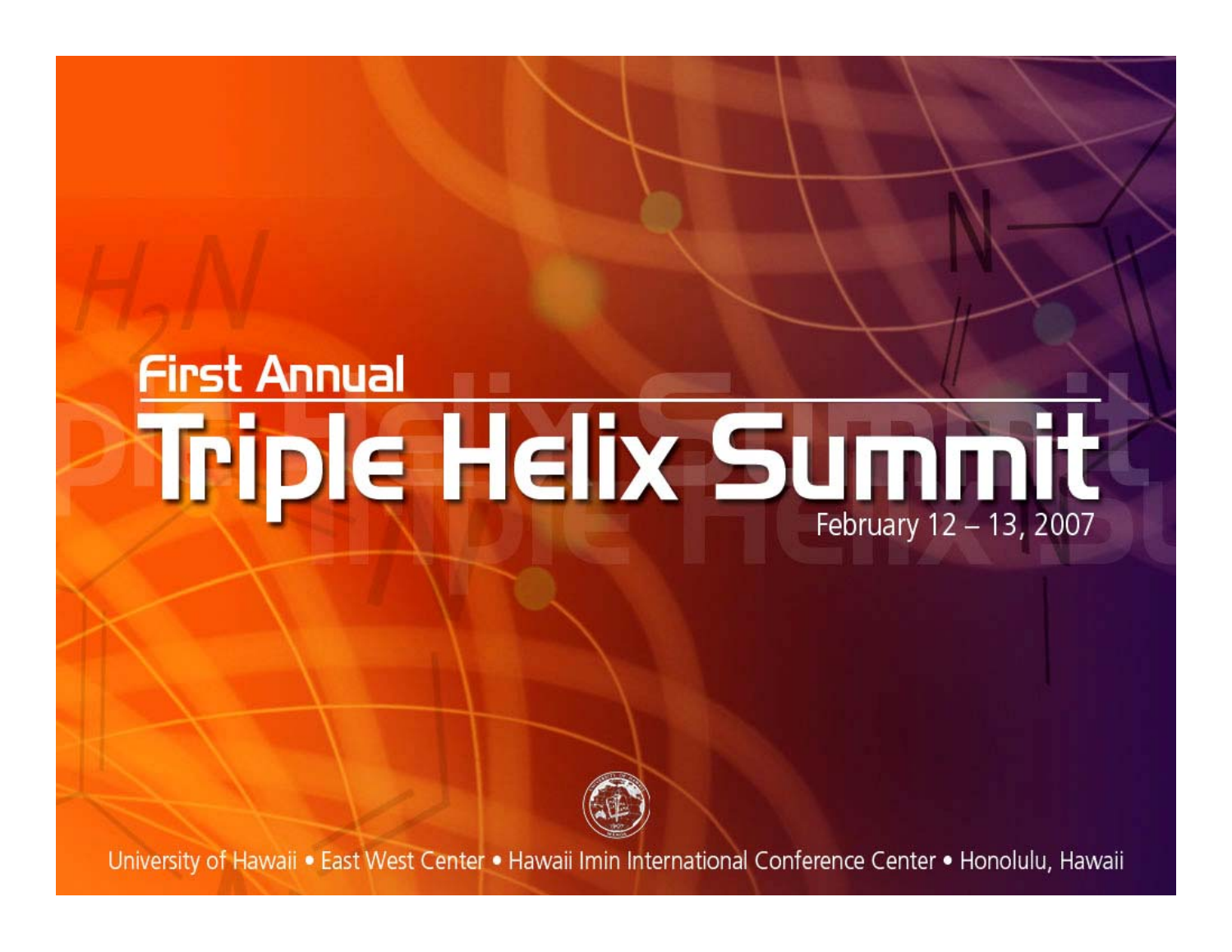First Annual

# Triple Helix Summit

February 12 – 13, 2007

University of Hawaii • East West Center • Hawaii Imin International Conference Center • Honolulu, Hawaii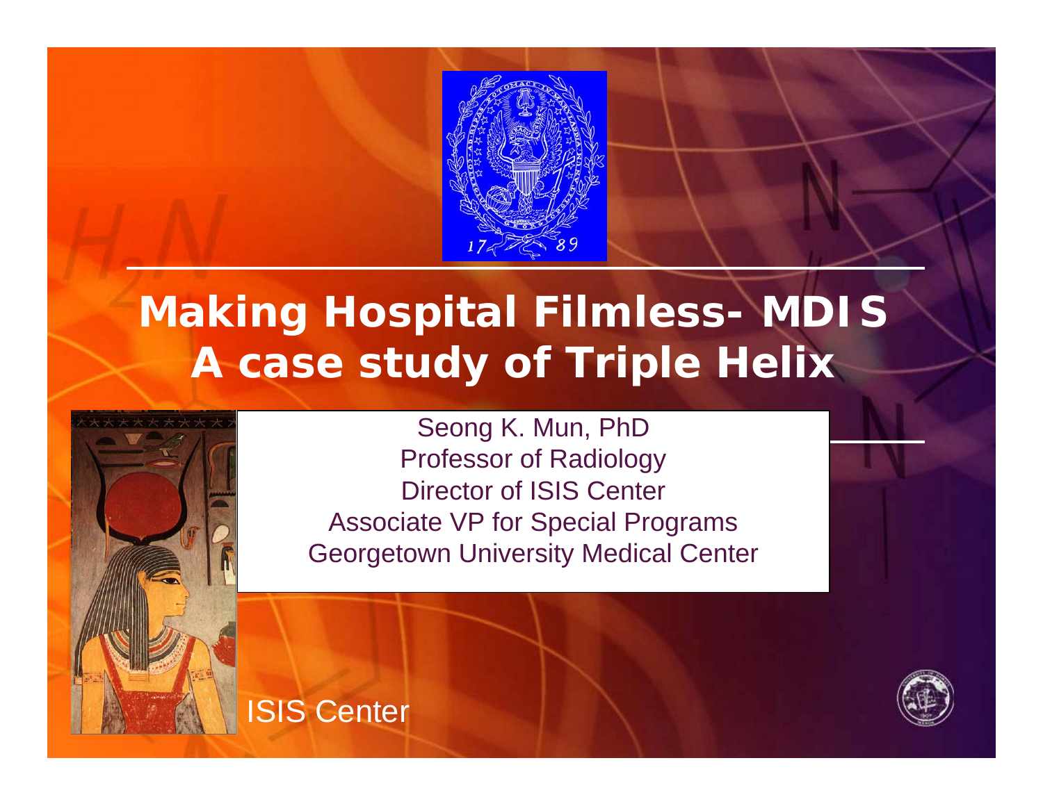# Making Hospital Filmless- MDIS A case study of Triple Helix

Seong K. Mun, PhD
Professor of Radiology
Director of ISIS Center
Associate VP for Special Programs
Georgetown University Medical Center

ISIS Center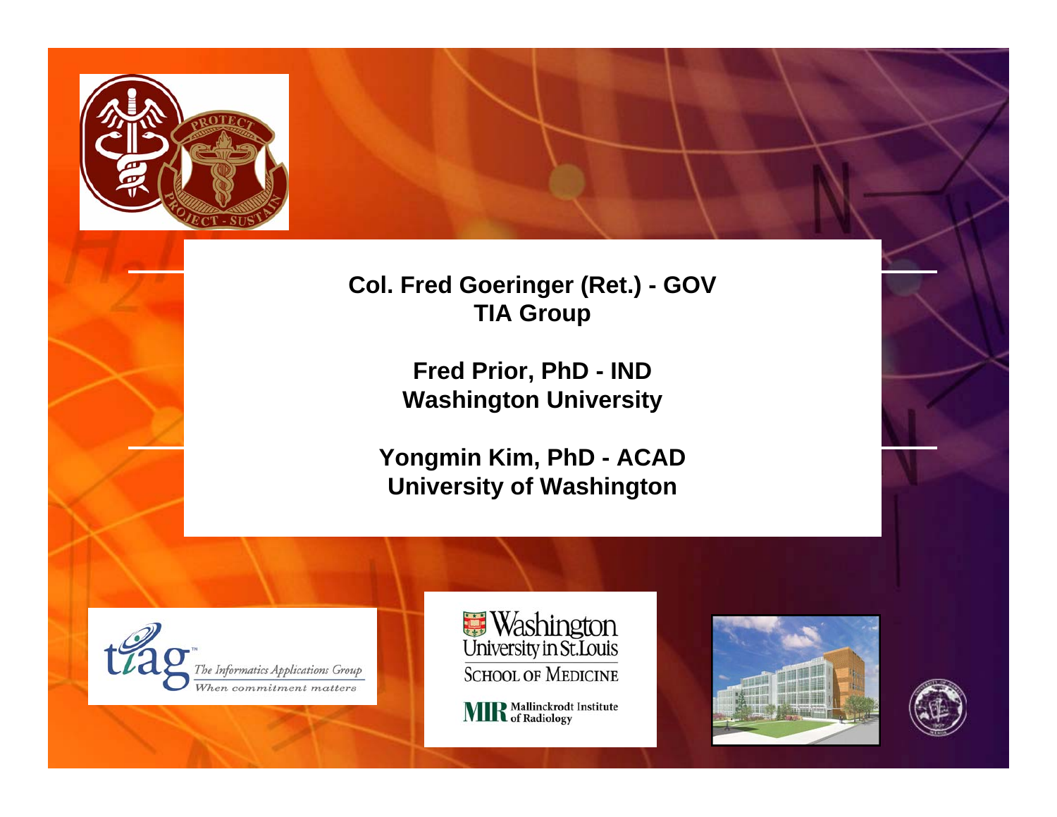**Col. Fred Goeringer (Ret.) - GOV**
**TIA Group**

**Fred Prior, PhD - IND**
**Washington University**

**Yongmin Kim, PhD - ACAD**
**University of Washington**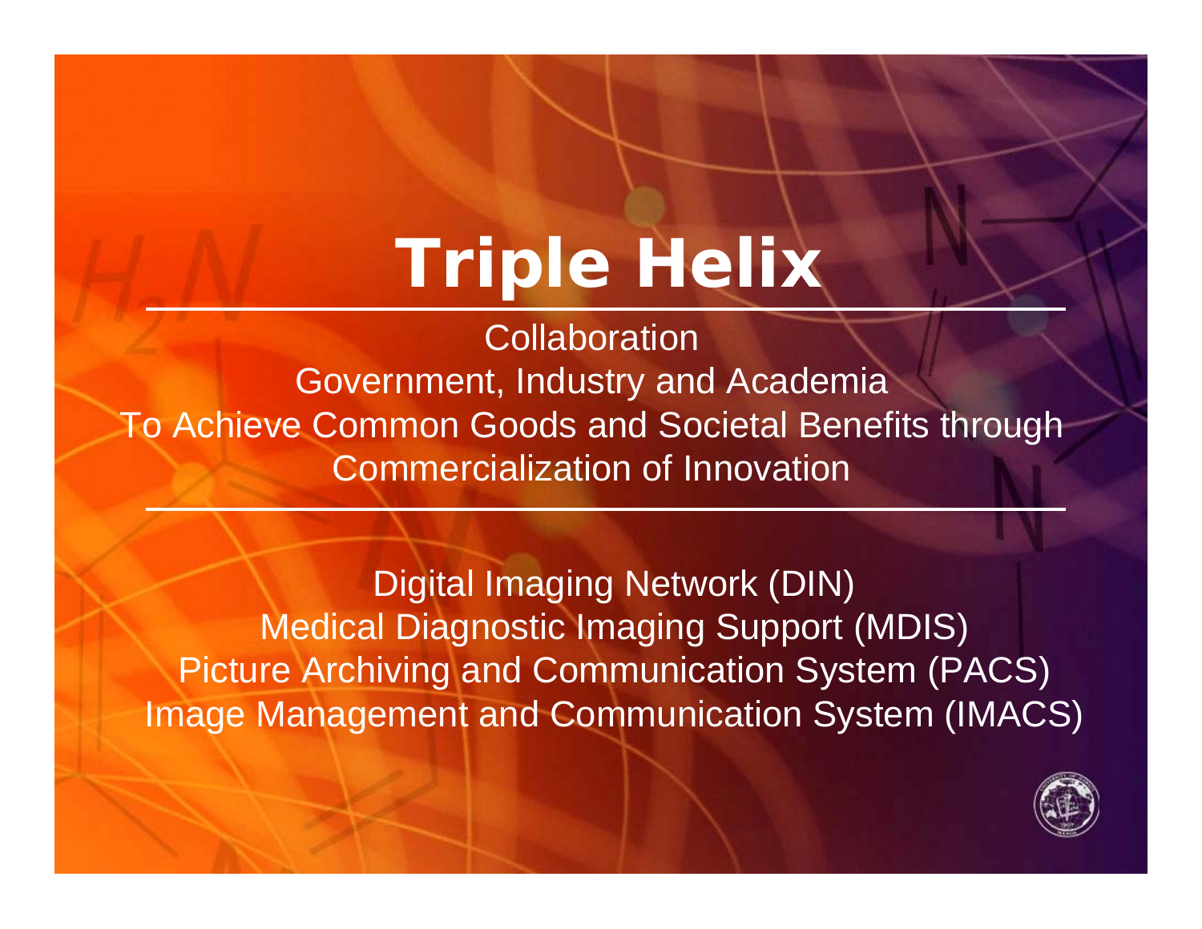# Triple Helix

Collaboration

Government, Industry and Academia

To Achieve Common Goods and Societal Benefits through Commercialization of Innovation

---

Digital Imaging Network (DIN)

Medical Diagnostic Imaging Support (MDIS)

Picture Archiving and Communication System (PACS)

Image Management and Communication System (IMACS)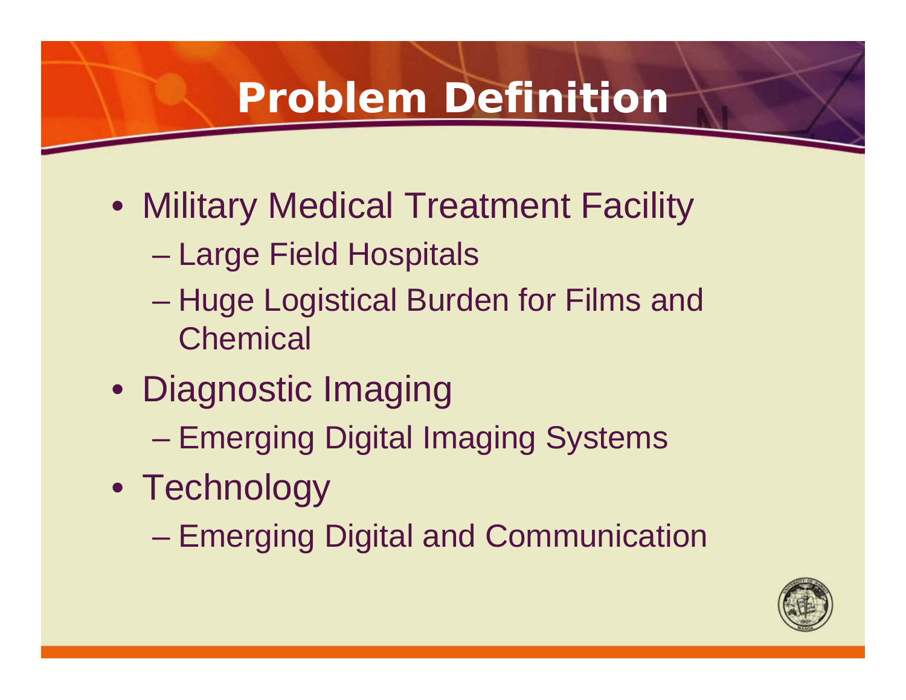# Problem Definition

- Military Medical Treatment Facility
  - Large Field Hospitals
  - Huge Logistical Burden for Films and Chemical
- Diagnostic Imaging
  - Emerging Digital Imaging Systems
- Technology
  - Emerging Digital and Communication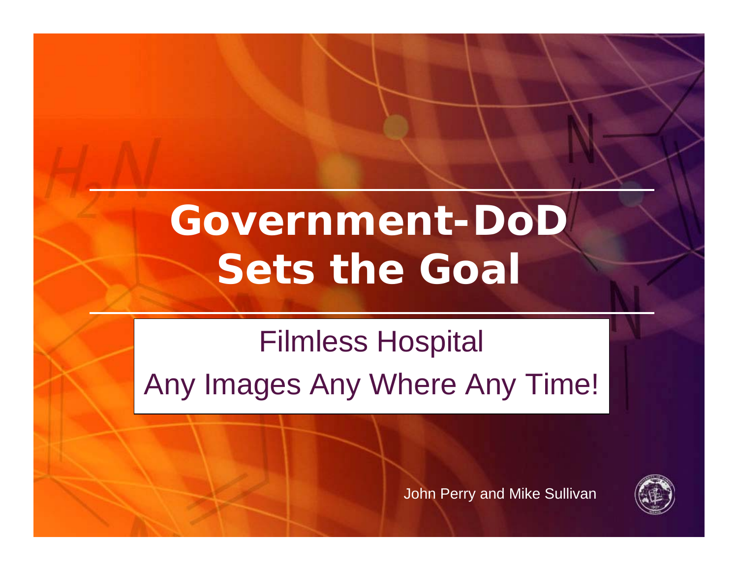# Government-DoD Sets the Goal

Filmless Hospital

Any Images Any Where Any Time!

John Perry and Mike Sullivan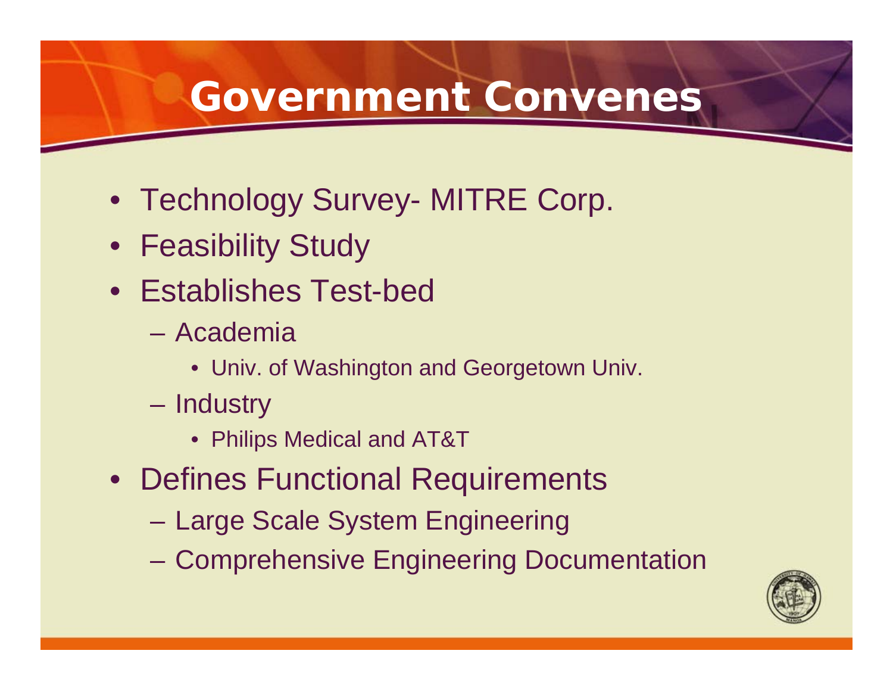# Government Convenes

- Technology Survey- MITRE Corp.
- Feasibility Study
- Establishes Test-bed
  - Academia
    - Univ. of Washington and Georgetown Univ.
  - Industry
    - Philips Medical and AT&T
- Defines Functional Requirements
  - Large Scale System Engineering
  - Comprehensive Engineering Documentation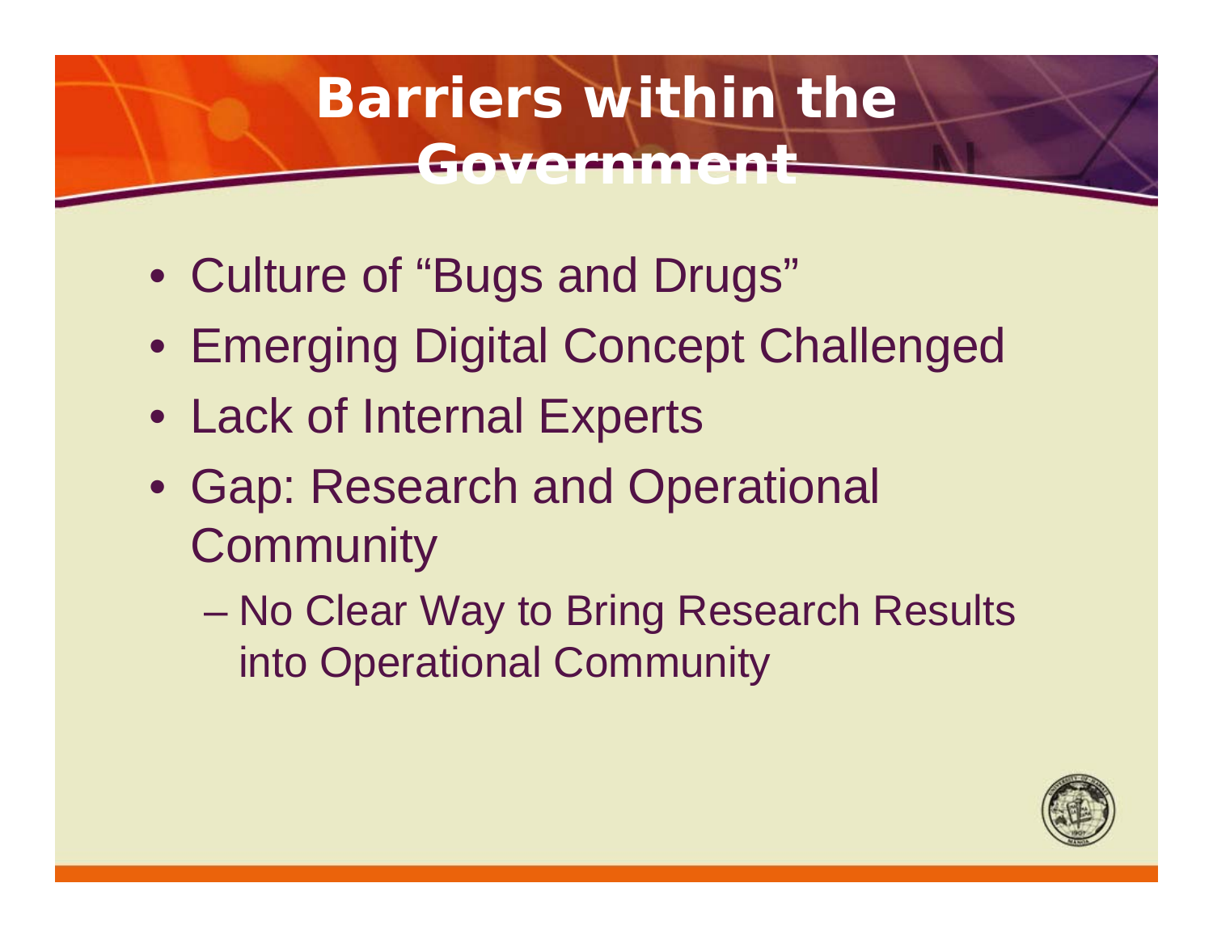# Barriers within the Government

- Culture of "Bugs and Drugs"
- Emerging Digital Concept Challenged
- Lack of Internal Experts
- Gap: Research and Operational Community
  - No Clear Way to Bring Research Results into Operational Community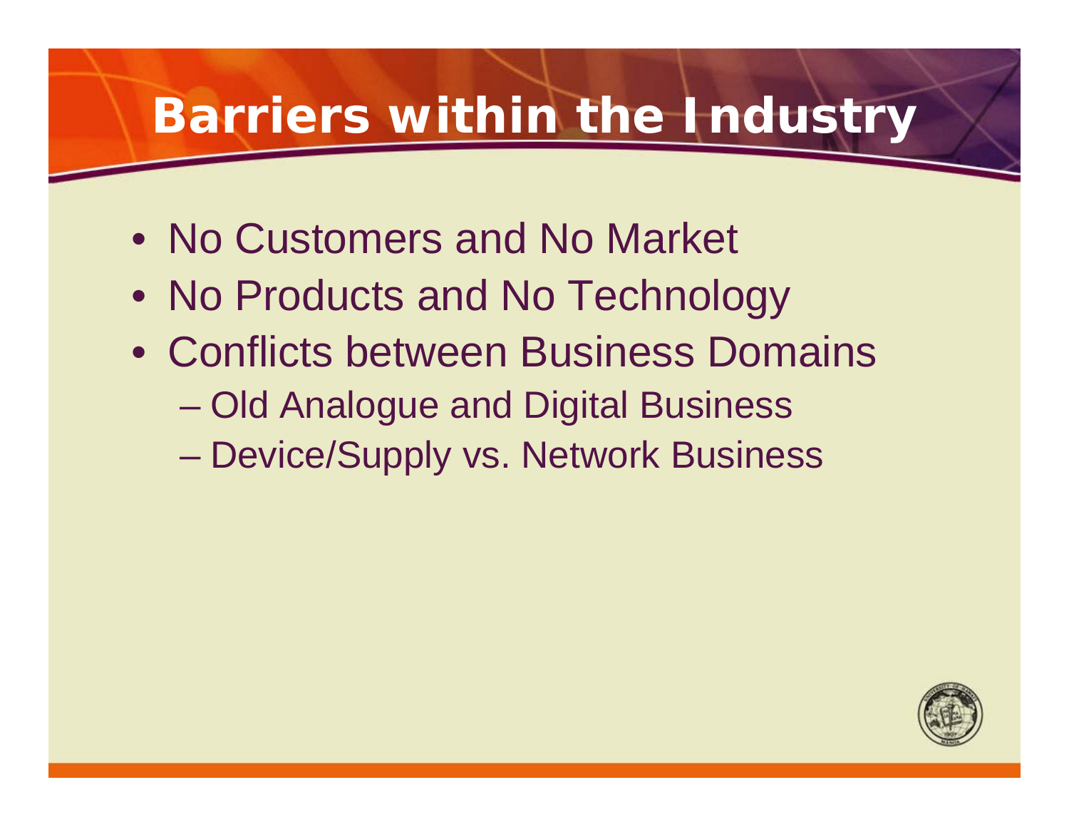# Barriers within the Industry

- No Customers and No Market
- No Products and No Technology
- Conflicts between Business Domains
  - Old Analogue and Digital Business
  - Device/Supply vs. Network Business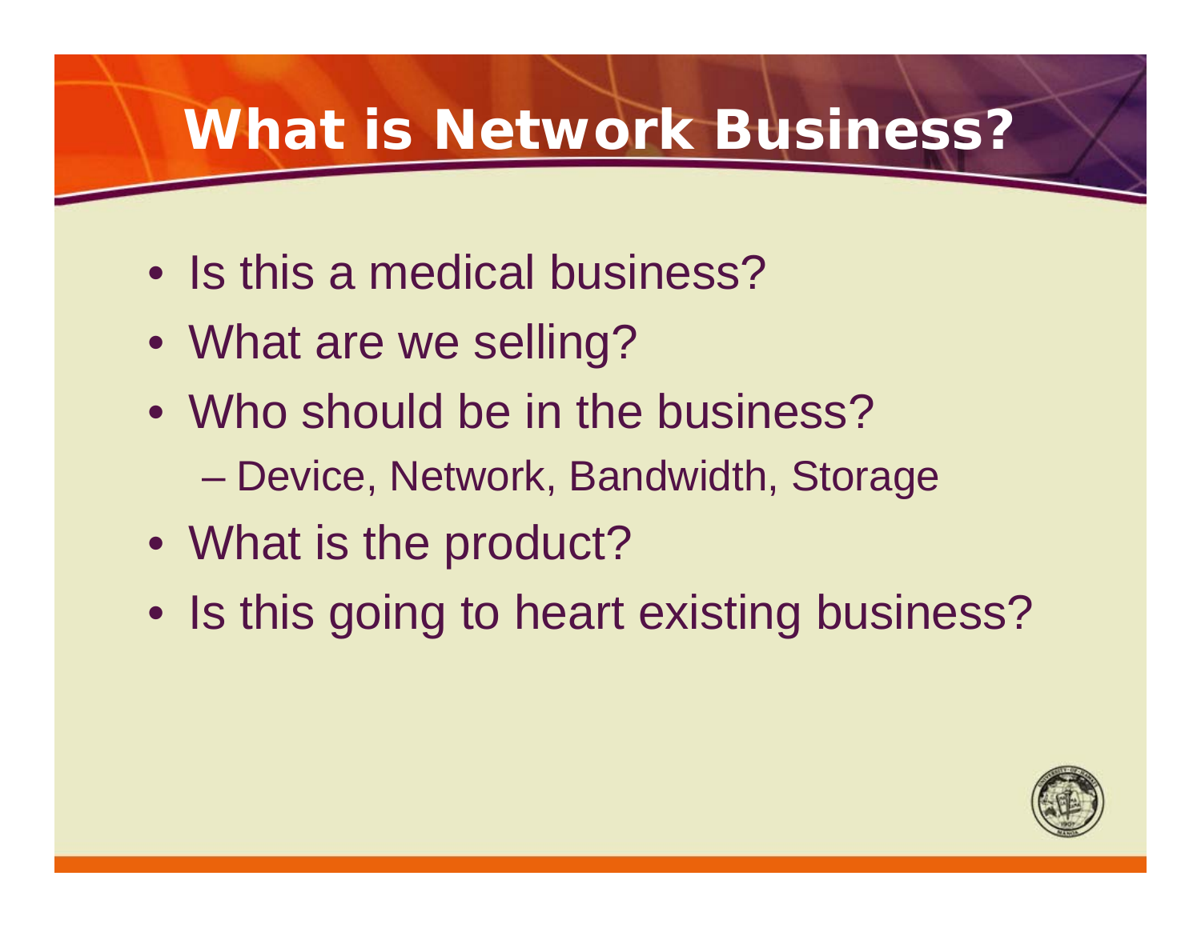# What is Network Business?

- Is this a medical business?
- What are we selling?
- Who should be in the business?
  - Device, Network, Bandwidth, Storage
- What is the product?
- Is this going to heart existing business?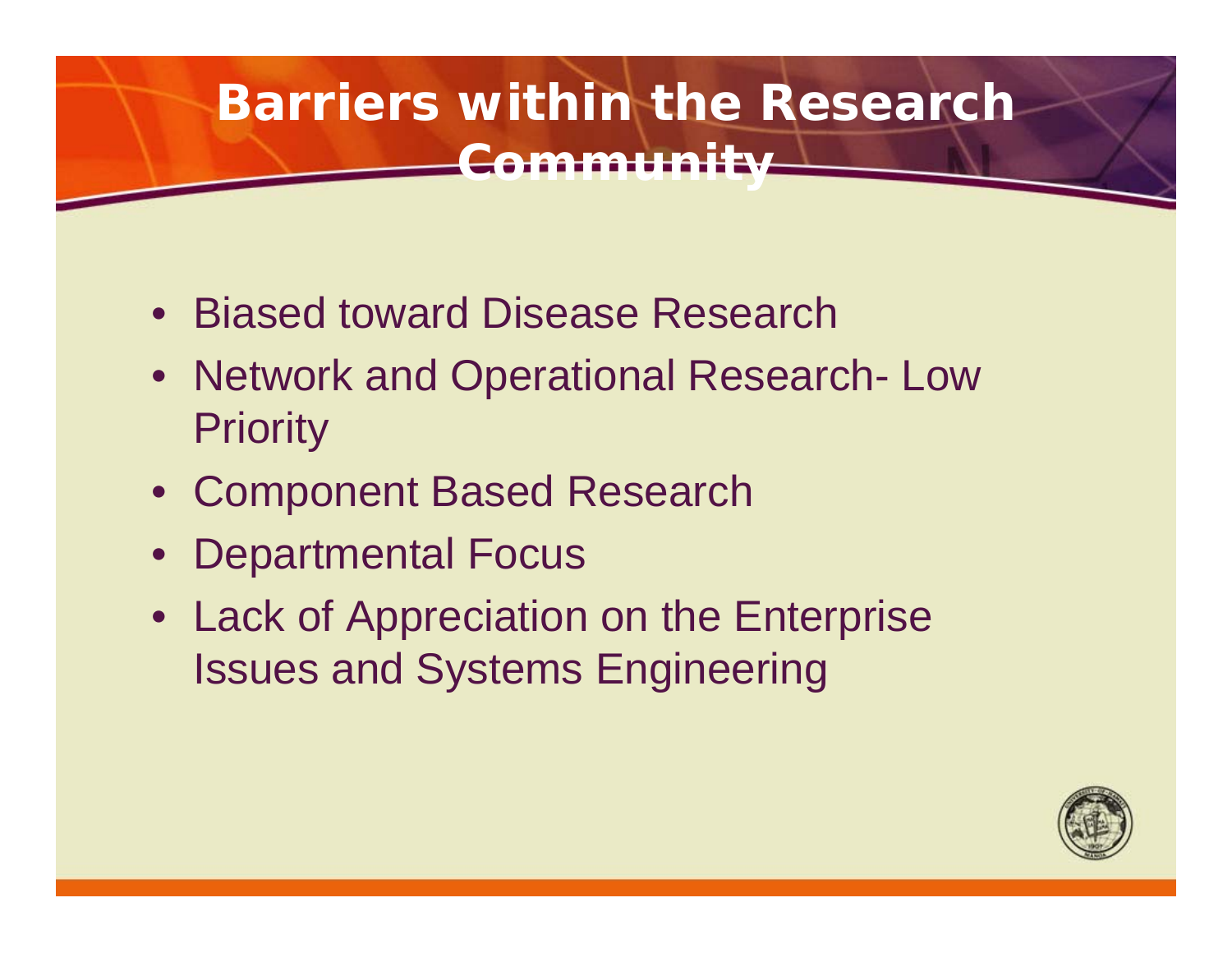# Barriers within the Research Community

- Biased toward Disease Research
- Network and Operational Research- Low Priority
- Component Based Research
- Departmental Focus
- Lack of Appreciation on the Enterprise Issues and Systems Engineering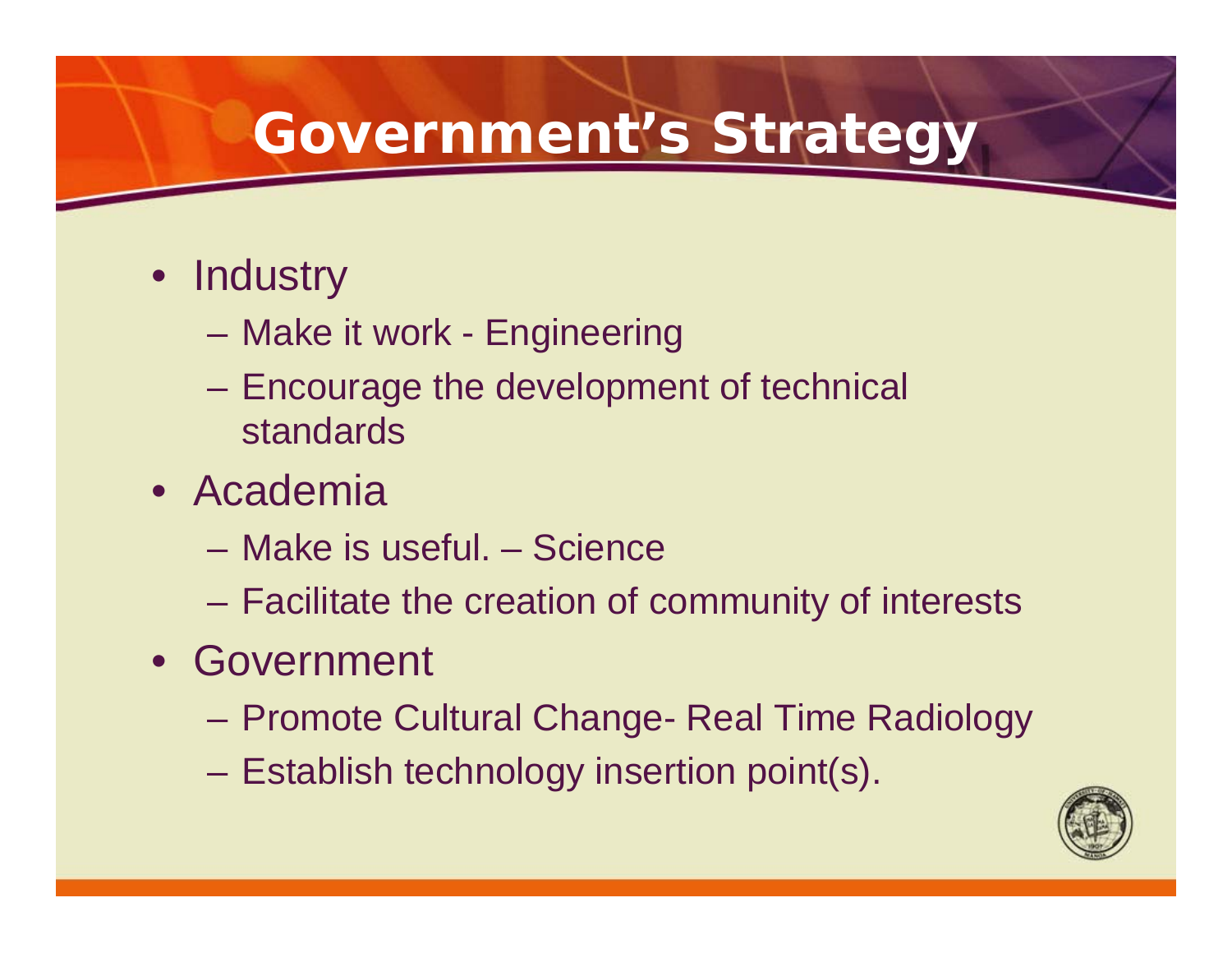# Government's Strategy

- Industry
  - Make it work - Engineering
  - Encourage the development of technical standards
- Academia
  - Make is useful. – Science
  - Facilitate the creation of community of interests
- Government
  - Promote Cultural Change- Real Time Radiology
  - Establish technology insertion point(s).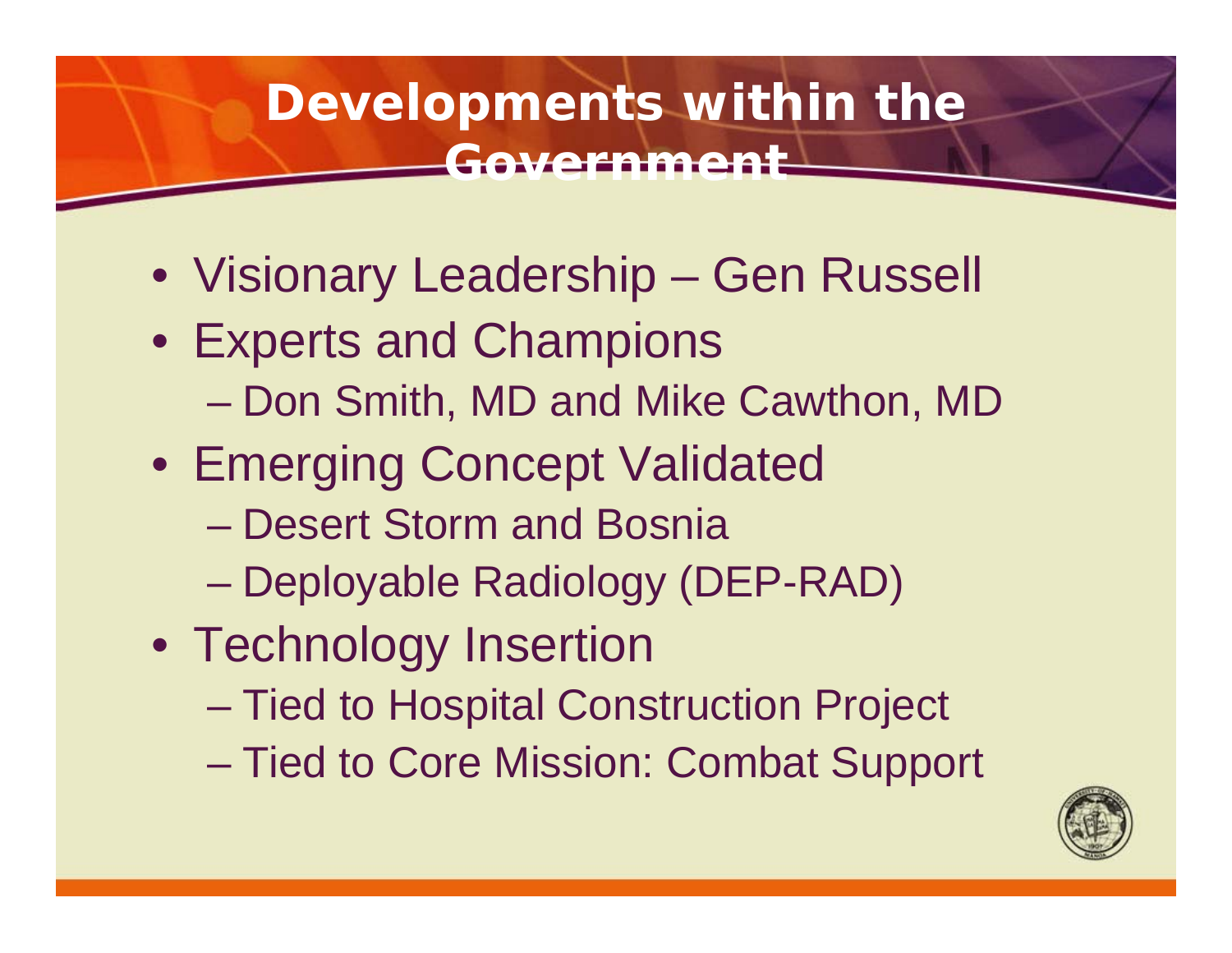# Developments within the Government

- Visionary Leadership – Gen Russell
- Experts and Champions
  - Don Smith, MD and Mike Cawthon, MD
- Emerging Concept Validated
  - Desert Storm and Bosnia
  - Deployable Radiology (DEP-RAD)
- Technology Insertion
  - Tied to Hospital Construction Project
  - Tied to Core Mission: Combat Support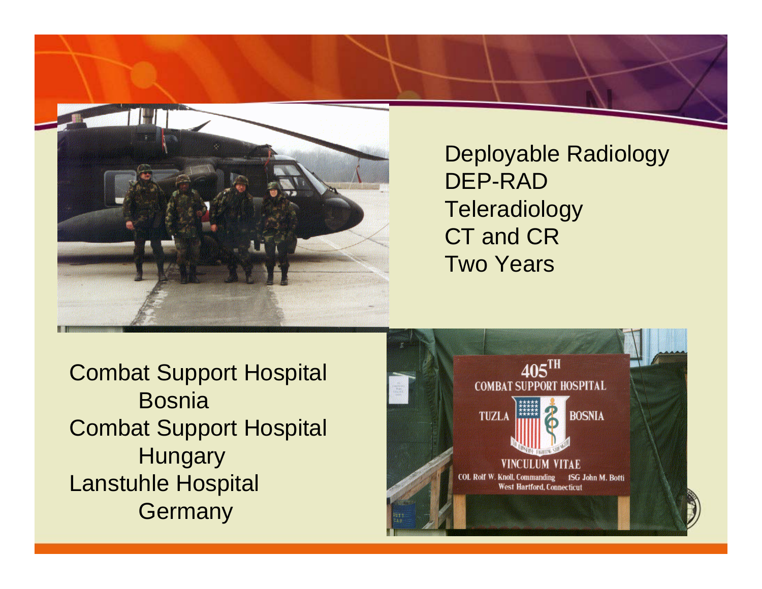Deployable Radiology
DEP-RAD
Teleradiology
CT and CR
Two Years

Combat Support Hospital
Bosnia
Combat Support Hospital
Hungary
Lanstuhle Hospital
Germany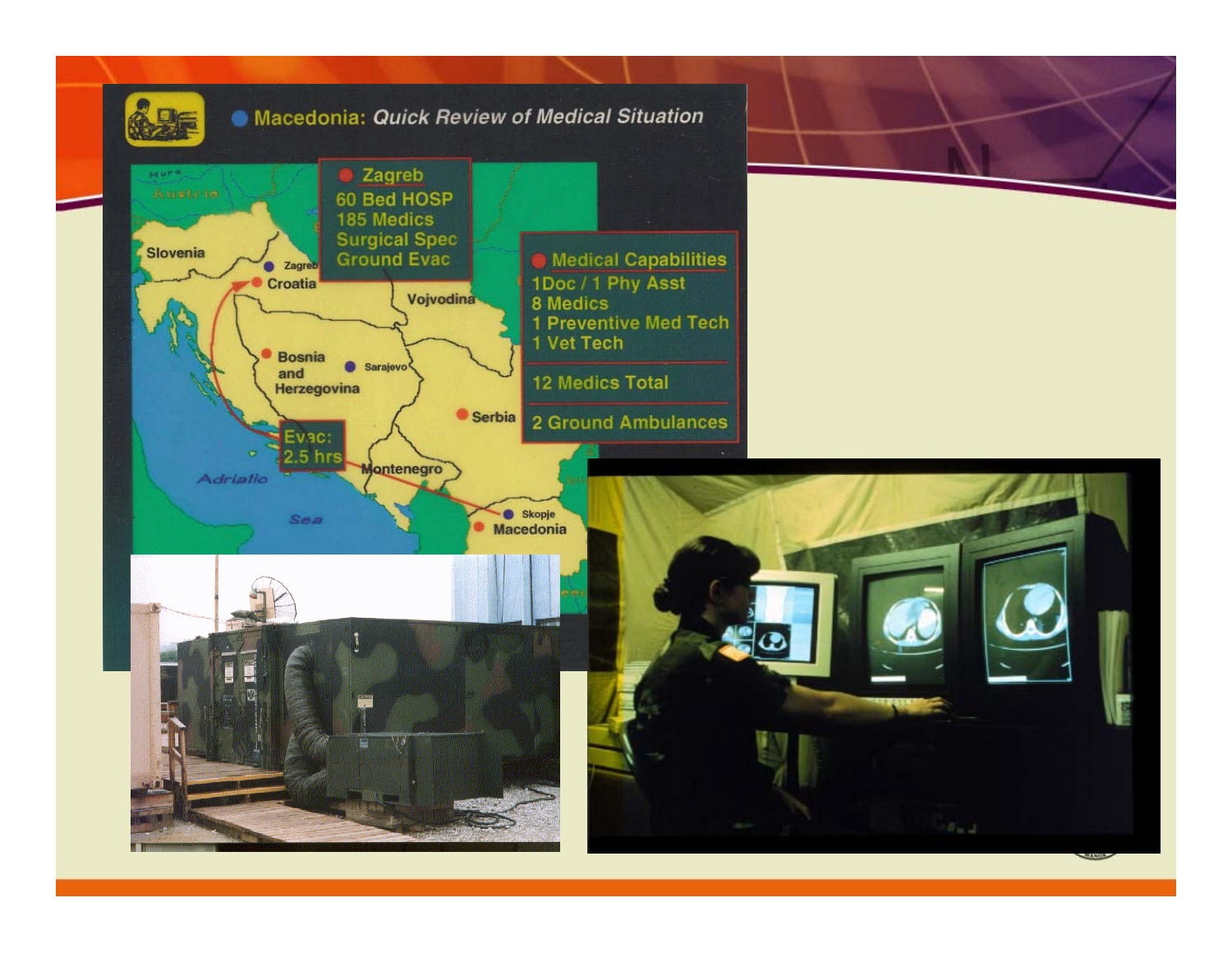## Macedonia: *Quick Review of Medical Situation*

**Zagreb**
- 60 Bed HOSP
- 185 Medics
- Surgical Spec
- Ground Evac

**Medical Capabilities**
- 1Doc / 1 Phy Asst
- 8 Medics
- 1 Preventive Med Tech
- 1 Vet Tech

12 Medics Total

2 Ground Ambulances

Evac: 2.5 hrs

Austria, Slovenia, Zagreb, Croatia, Vojvodina, Bosnia and Herzegovina, Sarajevo, Serbia, Montenegro, Skopje, Macedonia, Adriatic Sea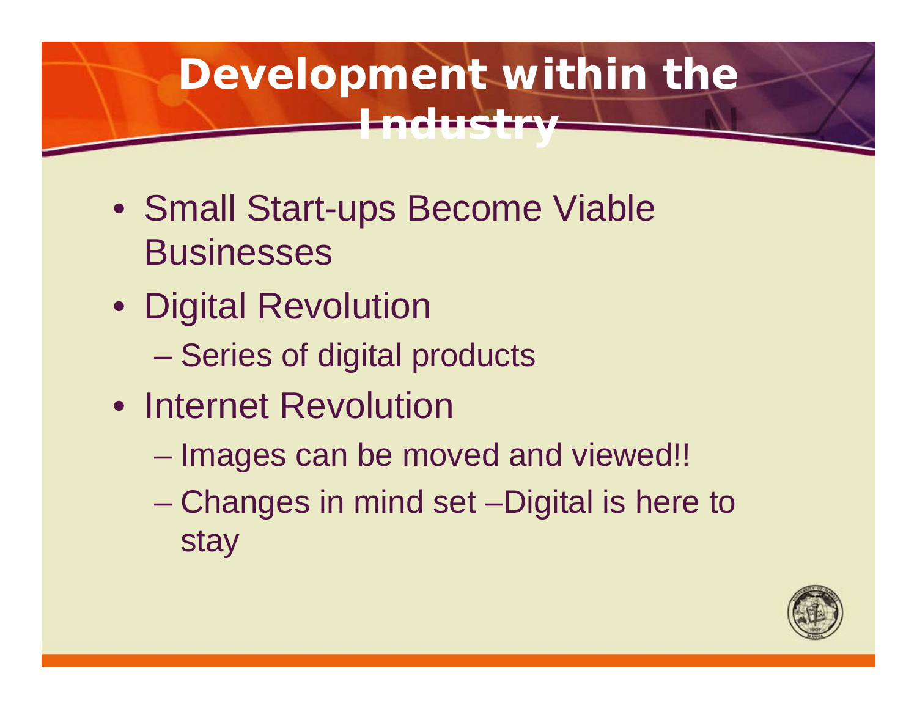# Development within the Industry

- Small Start-ups Become Viable Businesses
- Digital Revolution
  - Series of digital products
- Internet Revolution
  - Images can be moved and viewed!!
  - Changes in mind set –Digital is here to stay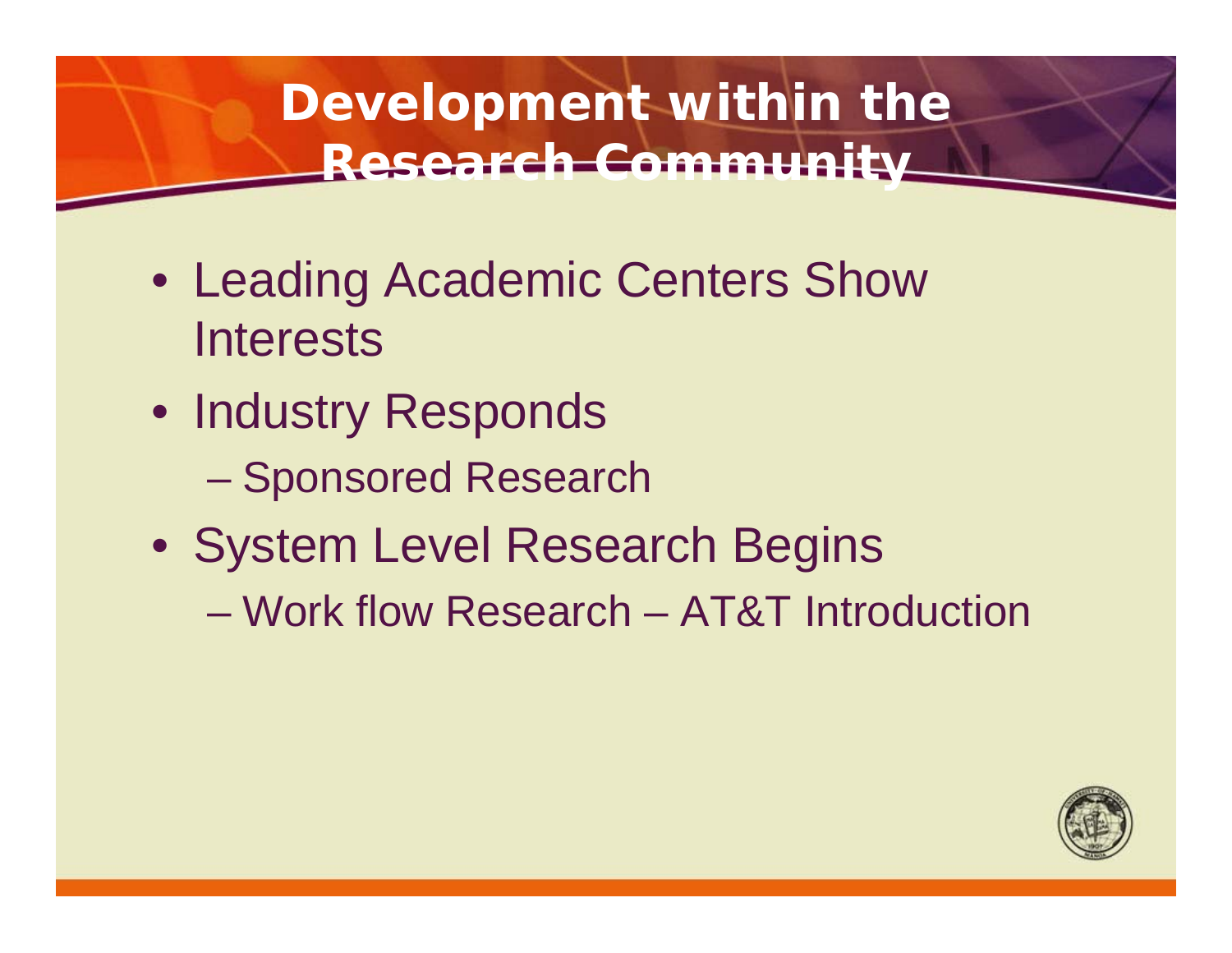# Development within the Research Community

- Leading Academic Centers Show Interests
- Industry Responds
  - Sponsored Research
- System Level Research Begins
  - Work flow Research – AT&T Introduction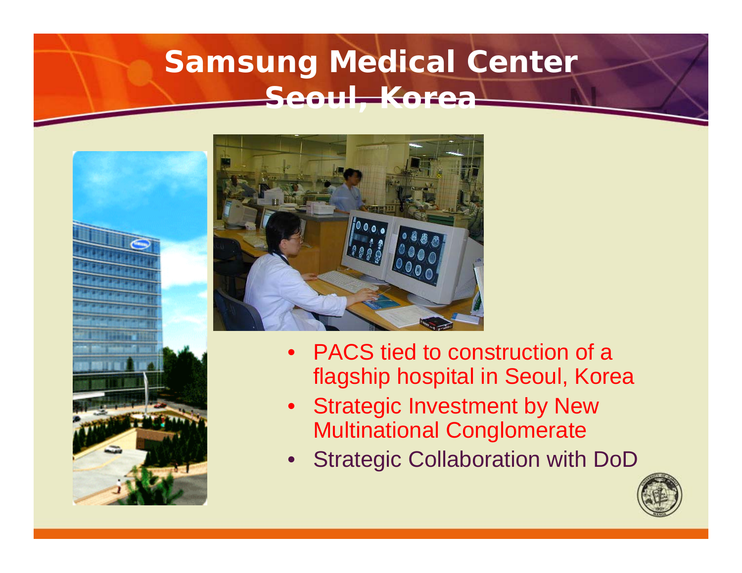# Samsung Medical Center Seoul, Korea

- PACS tied to construction of a flagship hospital in Seoul, Korea
- Strategic Investment by New Multinational Conglomerate
- Strategic Collaboration with DoD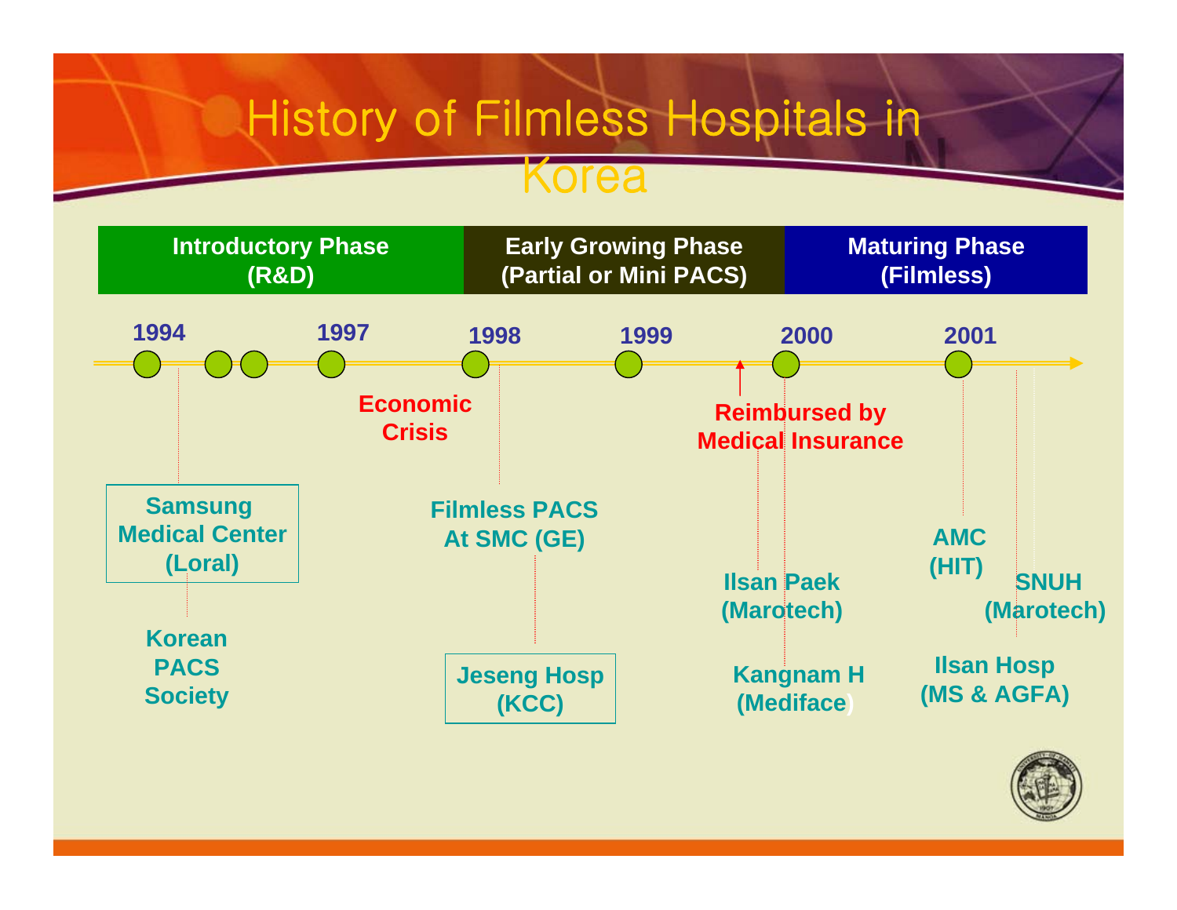# History of Filmless Hospitals in Korea

| Introductory Phase (R&D) | Early Growing Phase (Partial or Mini PACS) | Maturing Phase (Filmless) |
|---|---|---|

**1994** — **1997** — **1998** — **1999** — **2000** — **2001**

**Economic Crisis**

**Reimbursed by Medical Insurance**

**Samsung Medical Center (Loral)**

**Korean PACS Society**

**Filmless PACS At SMC (GE)**

**Jeseng Hosp (KCC)**

**Ilsan Paek (Marotech)**

**Kangnam H (Mediface)**

**AMC (HIT)**

**SNUH (Marotech)**

**Ilsan Hosp (MS & AGFA)**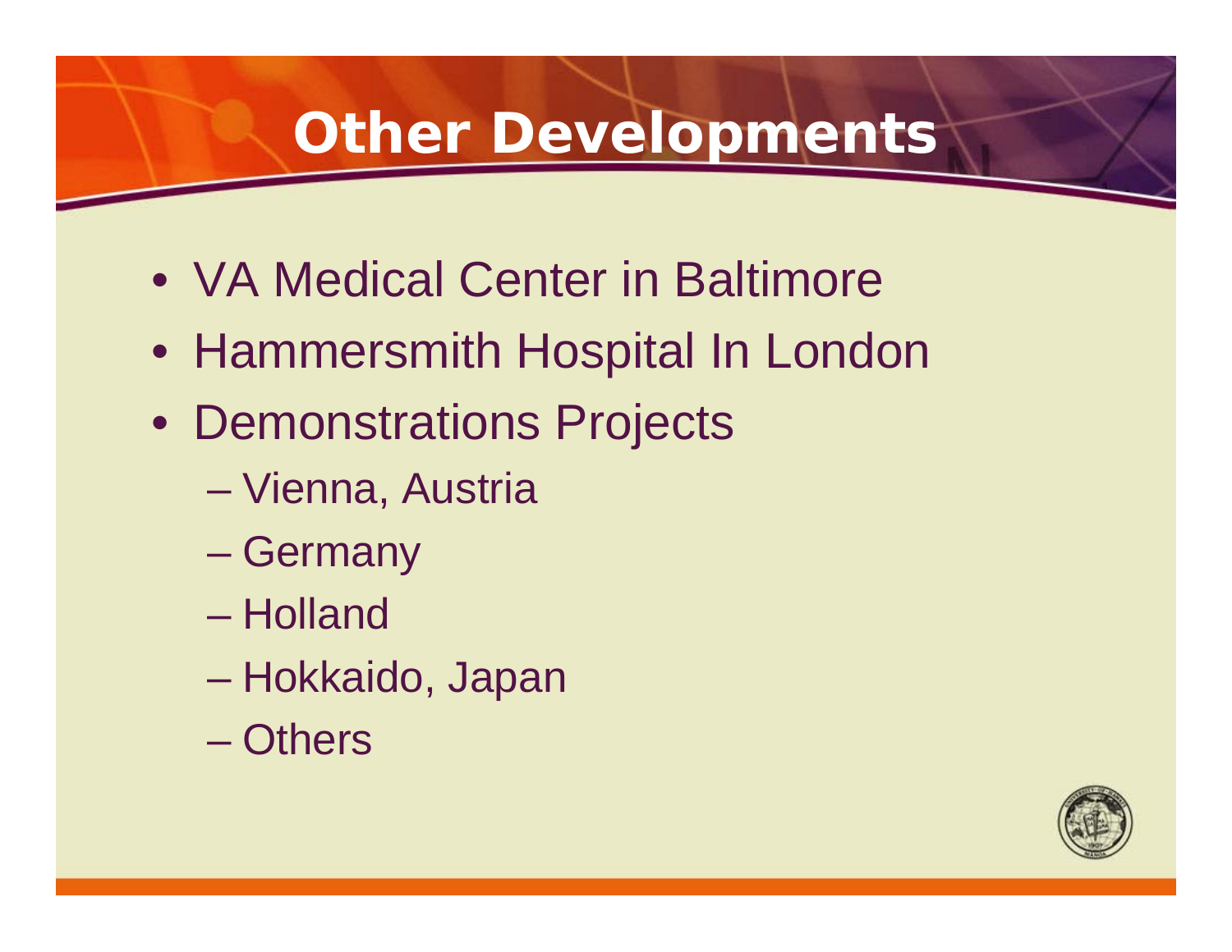# Other Developments

- VA Medical Center in Baltimore
- Hammersmith Hospital In London
- Demonstrations Projects
  - Vienna, Austria
  - Germany
  - Holland
  - Hokkaido, Japan
  - Others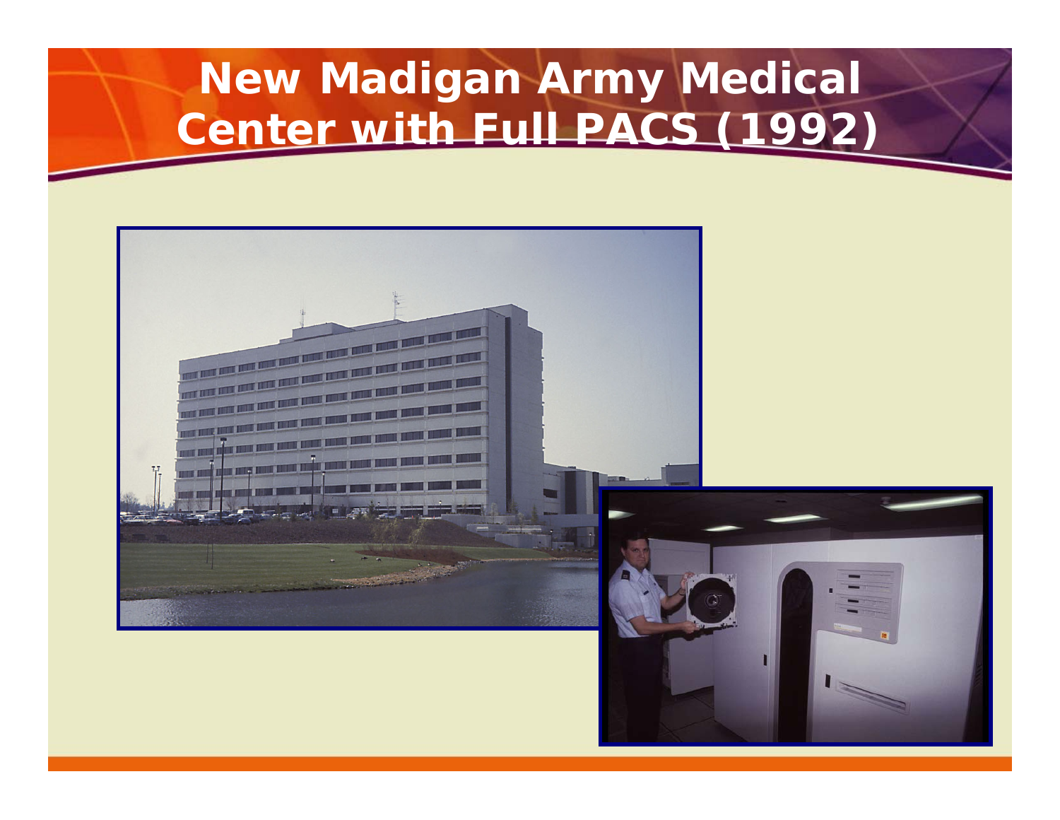# New Madigan Army Medical Center with Full PACS (1992)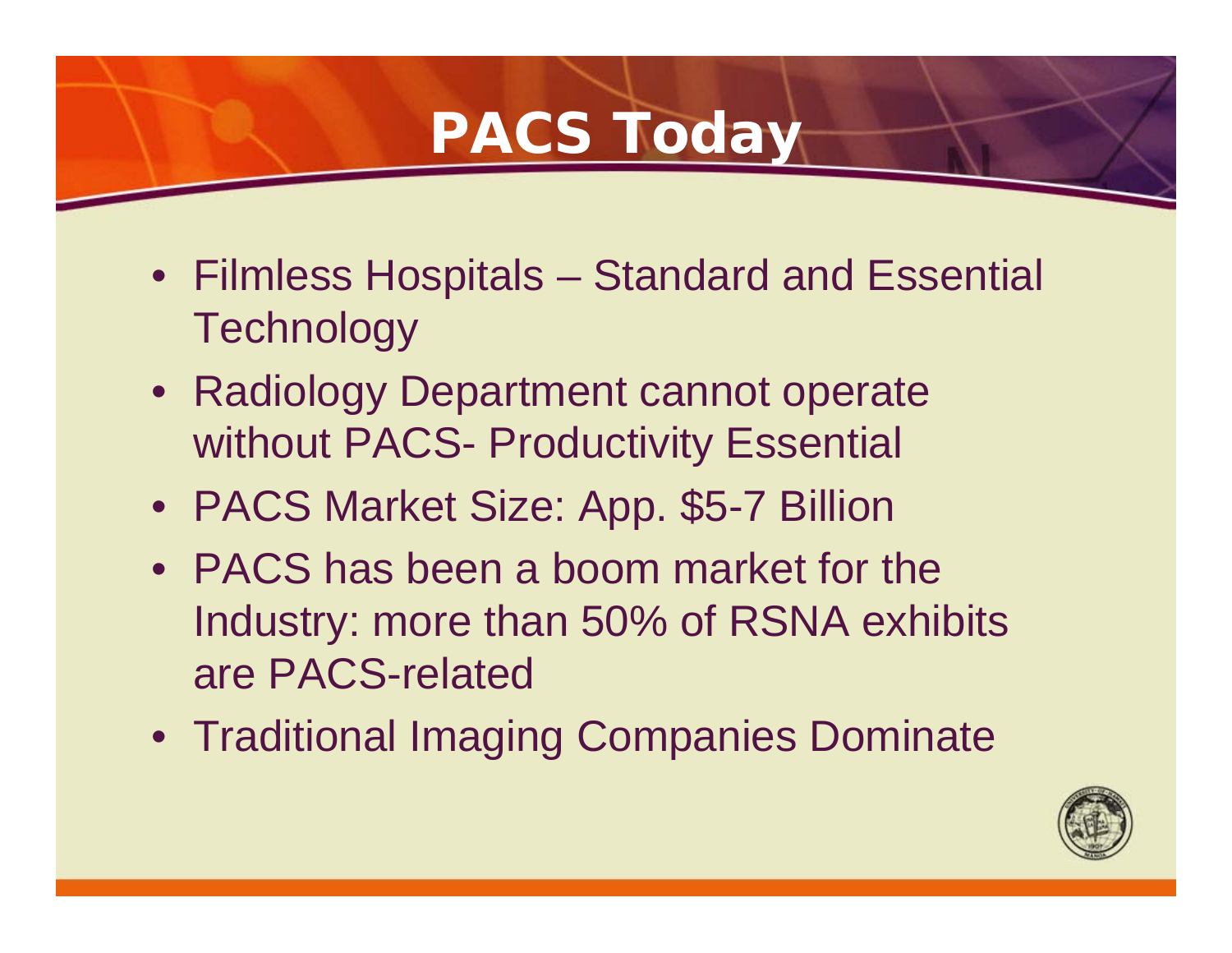# PACS Today

- Filmless Hospitals – Standard and Essential Technology
- Radiology Department cannot operate without PACS- Productivity Essential
- PACS Market Size: App. $5-7 Billion
- PACS has been a boom market for the Industry: more than 50% of RSNA exhibits are PACS-related
- Traditional Imaging Companies Dominate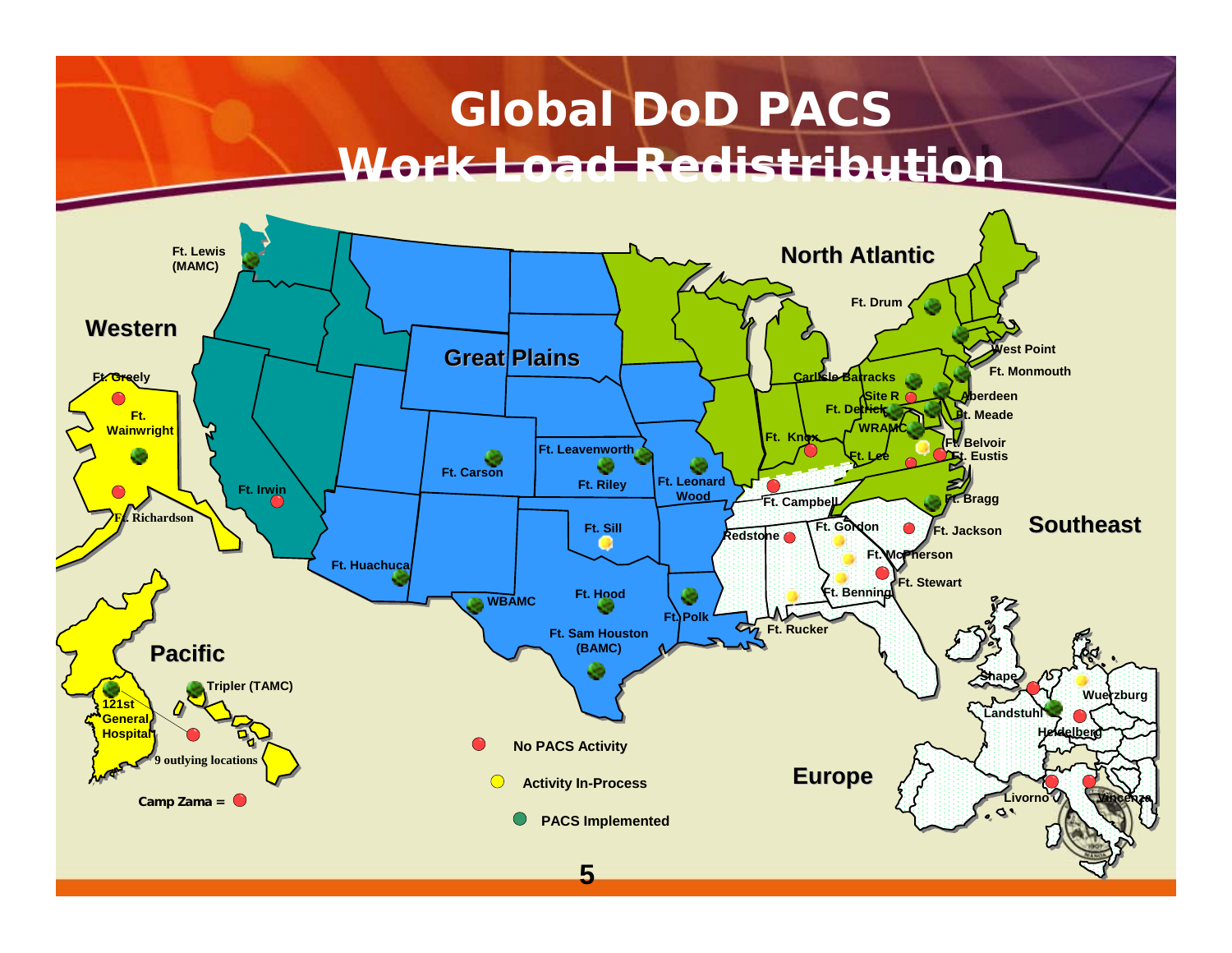# Global DoD PACS Work Load Redistribution

**Western**
- Ft. Lewis (MAMC)
- Ft. Greely
- Ft. Wainwright
- Ft. Richardson
- Ft. Irwin

**Great Plains**
- Ft. Carson
- Ft. Leavenworth
- Ft. Riley
- Ft. Leonard Wood
- Ft. Sill
- Ft. Huachuca
- WBAMC
- Ft. Hood
- Ft. Polk
- Ft. Sam Houston (BAMC)

**North Atlantic**
- Ft. Drum
- West Point
- Ft. Monmouth
- Carlisle Barracks
- Site R
- Aberdeen
- Ft. Detrick
- Ft. Meade
- WRAMC
- Ft. Knox
- Ft. Belvoir
- Ft. Lee
- Ft. Eustis
- Ft. Bragg

**Southeast**
- Ft. Campbell
- Redstone
- Ft. Gordon
- Ft. Jackson
- Ft. McPherson
- Ft. Stewart
- Ft. Benning
- Ft. Rucker

**Pacific**
- 121st General Hospital
- Tripler (TAMC)
- 9 outlying locations
- Camp Zama =

**Europe**
- Shape
- Wuerzburg
- Landstuhl
- Heidelberg
- Livorno
- Vincenza

**Legend**
- No PACS Activity
- Activity In-Process
- PACS Implemented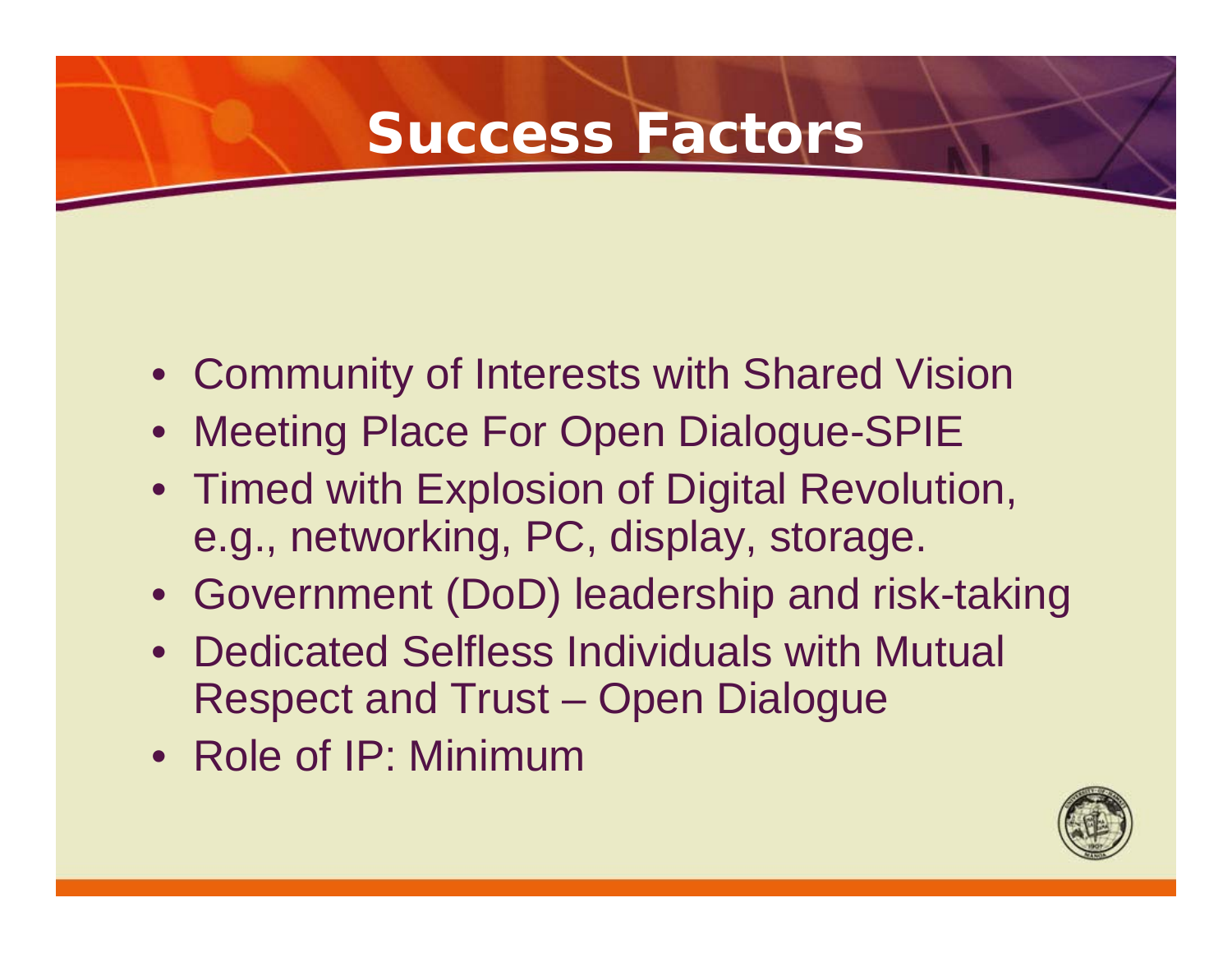# Success Factors

- Community of Interests with Shared Vision
- Meeting Place For Open Dialogue-SPIE
- Timed with Explosion of Digital Revolution, e.g., networking, PC, display, storage.
- Government (DoD) leadership and risk-taking
- Dedicated Selfless Individuals with Mutual Respect and Trust – Open Dialogue
- Role of IP: Minimum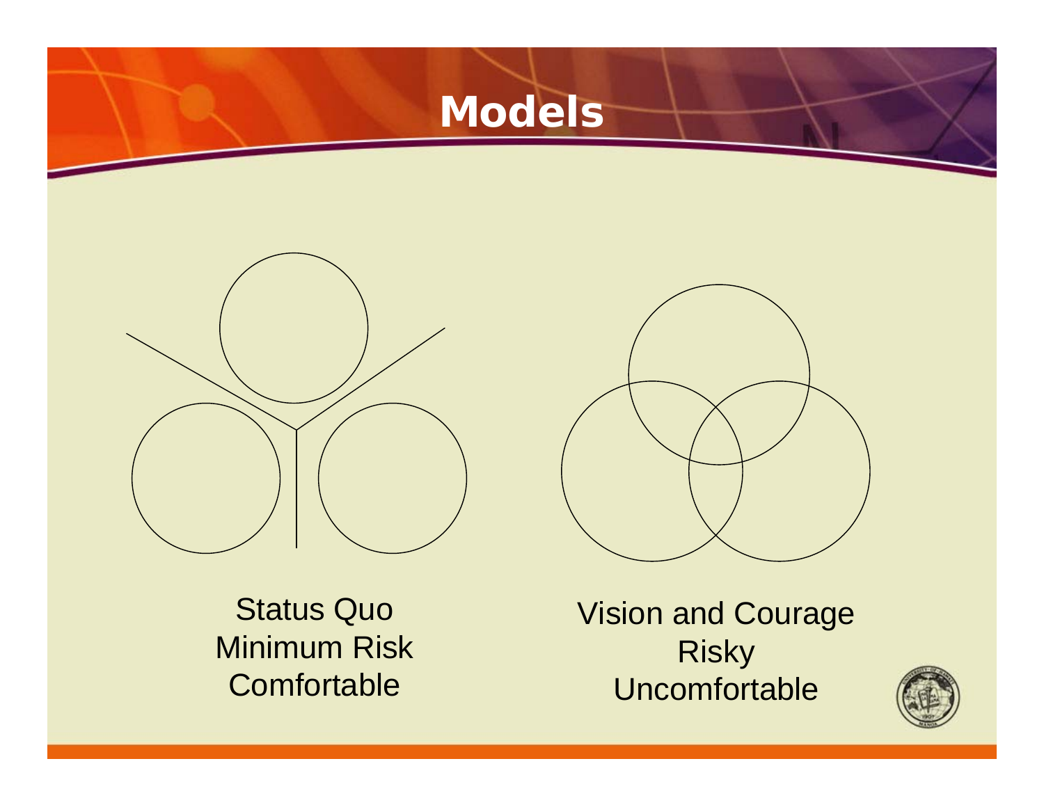# Models

Status Quo
Minimum Risk
Comfortable

Vision and Courage
Risky
Uncomfortable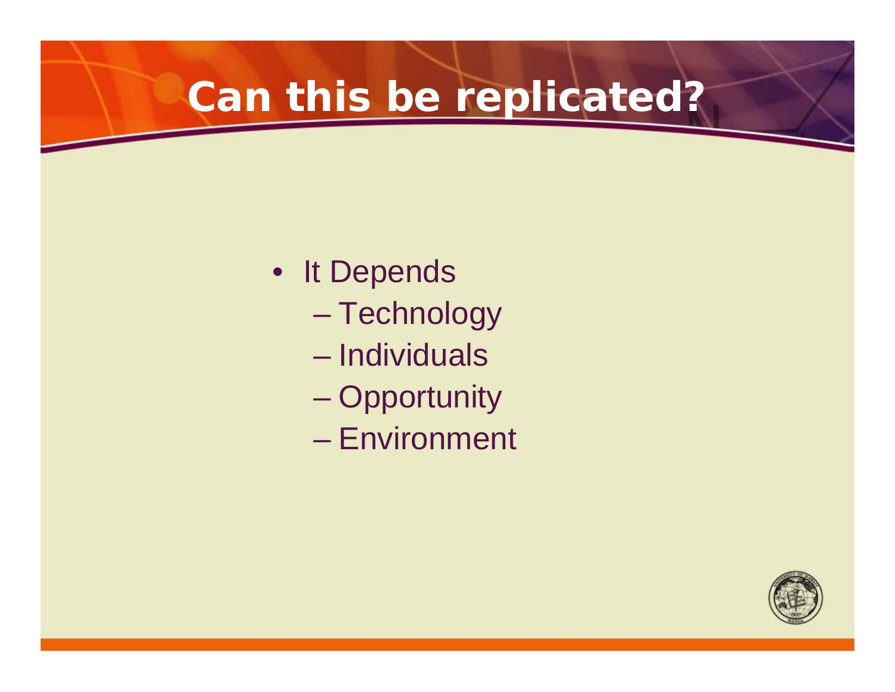# Can this be replicated?

- It Depends
  - Technology
  - Individuals
  - Opportunity
  - Environment